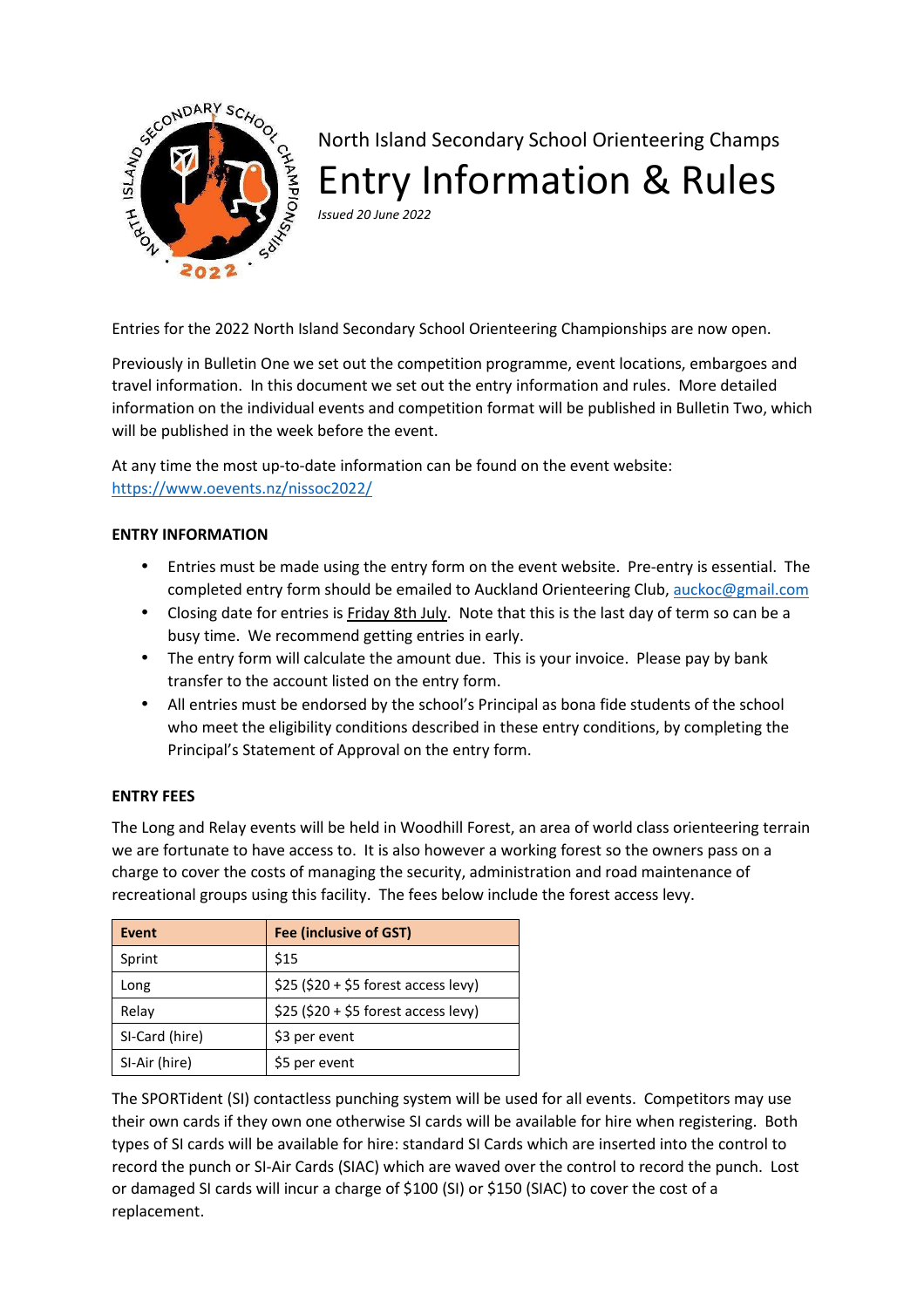North Island Secondary School Orienteering Champs

# Entry Information & Rules

*Issued 20 June 2022*

Entries for the 2022 North Island Secondary School Orienteering Championships are now open.

Previously in Bulletin One we set out the competition programme, event locations, embargoes and travel information. In this document we set out the entry information and rules. More detailed information on the individual events and competition format will be published in Bulletin Two, which will be published in the week before the event.

At any time the most up-to-date information can be found on the event website: https://www.oevents.nz/nissoc2022/

**ENTRY INFORMATION**

- Entries must be made using the entry form on the event website. Pre-entry is essential. The completed entry form should be emailed to Auckland Orienteering Club, auckoc@gmail.com
- Closing date for entries is Friday 8th July. Note that this is the last day of term so can be a busy time. We recommend getting entries in early.
- The entry form will calculate the amount due. This is your invoice. Please pay by bank transfer to the account listed on the entry form.
- All entries must be endorsed by the school's Principal as bona fide students of the school who meet the eligibility conditions described in these entry conditions, by completing the Principal's Statement of Approval on the entry form.

**ENTRY FEES**

The Long and Relay events will be held in Woodhill Forest, an area of world class orienteering terrain we are fortunate to have access to. It is also however a working forest so the owners pass on a charge to cover the costs of managing the security, administration and road maintenance of recreational groups using this facility. The fees below include the forest access levy.

| Event | Fee (inclusive of GST) |
|---|---|
| Sprint | $15 |
| Long | $25 ($20 + $5 forest access levy) |
| Relay | $25 ($20 + $5 forest access levy) |
| SI-Card (hire) | $3 per event |
| SI-Air (hire) | $5 per event |

The SPORTident (SI) contactless punching system will be used for all events. Competitors may use their own cards if they own one otherwise SI cards will be available for hire when registering. Both types of SI cards will be available for hire: standard SI Cards which are inserted into the control to record the punch or SI-Air Cards (SIAC) which are waved over the control to record the punch. Lost or damaged SI cards will incur a charge of $100 (SI) or $150 (SIAC) to cover the cost of a replacement.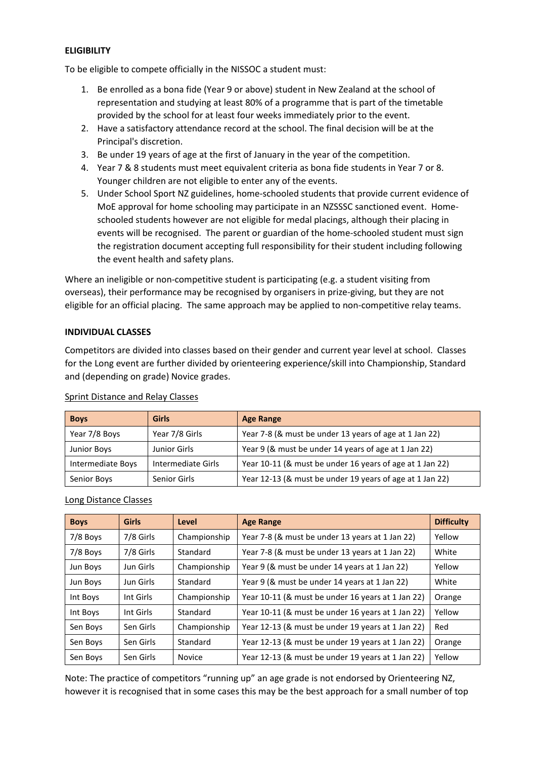**ELIGIBILITY**

To be eligible to compete officially in the NISSOC a student must:

1. Be enrolled as a bona fide (Year 9 or above) student in New Zealand at the school of representation and studying at least 80% of a programme that is part of the timetable provided by the school for at least four weeks immediately prior to the event.
2. Have a satisfactory attendance record at the school. The final decision will be at the Principal's discretion.
3. Be under 19 years of age at the first of January in the year of the competition.
4. Year 7 & 8 students must meet equivalent criteria as bona fide students in Year 7 or 8. Younger children are not eligible to enter any of the events.
5. Under School Sport NZ guidelines, home-schooled students that provide current evidence of MoE approval for home schooling may participate in an NZSSSC sanctioned event. Home-schooled students however are not eligible for medal placings, although their placing in events will be recognised. The parent or guardian of the home-schooled student must sign the registration document accepting full responsibility for their student including following the event health and safety plans.

Where an ineligible or non-competitive student is participating (e.g. a student visiting from overseas), their performance may be recognised by organisers in prize-giving, but they are not eligible for an official placing. The same approach may be applied to non-competitive relay teams.

**INDIVIDUAL CLASSES**

Competitors are divided into classes based on their gender and current year level at school. Classes for the Long event are further divided by orienteering experience/skill into Championship, Standard and (depending on grade) Novice grades.

Sprint Distance and Relay Classes

| Boys | Girls | Age Range |
|---|---|---|
| Year 7/8 Boys | Year 7/8 Girls | Year 7-8 (& must be under 13 years of age at 1 Jan 22) |
| Junior Boys | Junior Girls | Year 9 (& must be under 14 years of age at 1 Jan 22) |
| Intermediate Boys | Intermediate Girls | Year 10-11 (& must be under 16 years of age at 1 Jan 22) |
| Senior Boys | Senior Girls | Year 12-13 (& must be under 19 years of age at 1 Jan 22) |

Long Distance Classes

| Boys | Girls | Level | Age Range | Difficulty |
|---|---|---|---|---|
| 7/8 Boys | 7/8 Girls | Championship | Year 7-8 (& must be under 13 years at 1 Jan 22) | Yellow |
| 7/8 Boys | 7/8 Girls | Standard | Year 7-8 (& must be under 13 years at 1 Jan 22) | White |
| Jun Boys | Jun Girls | Championship | Year 9 (& must be under 14 years at 1 Jan 22) | Yellow |
| Jun Boys | Jun Girls | Standard | Year 9 (& must be under 14 years at 1 Jan 22) | White |
| Int Boys | Int Girls | Championship | Year 10-11 (& must be under 16 years at 1 Jan 22) | Orange |
| Int Boys | Int Girls | Standard | Year 10-11 (& must be under 16 years at 1 Jan 22) | Yellow |
| Sen Boys | Sen Girls | Championship | Year 12-13 (& must be under 19 years at 1 Jan 22) | Red |
| Sen Boys | Sen Girls | Standard | Year 12-13 (& must be under 19 years at 1 Jan 22) | Orange |
| Sen Boys | Sen Girls | Novice | Year 12-13 (& must be under 19 years at 1 Jan 22) | Yellow |

Note: The practice of competitors "running up" an age grade is not endorsed by Orienteering NZ, however it is recognised that in some cases this may be the best approach for a small number of top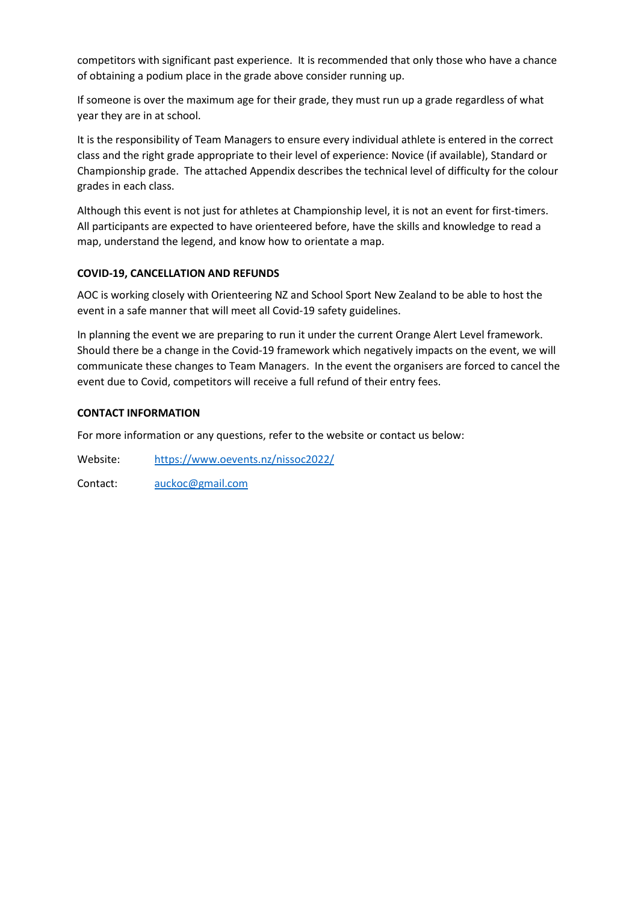competitors with significant past experience. It is recommended that only those who have a chance of obtaining a podium place in the grade above consider running up.

If someone is over the maximum age for their grade, they must run up a grade regardless of what year they are in at school.

It is the responsibility of Team Managers to ensure every individual athlete is entered in the correct class and the right grade appropriate to their level of experience: Novice (if available), Standard or Championship grade. The attached Appendix describes the technical level of difficulty for the colour grades in each class.

Although this event is not just for athletes at Championship level, it is not an event for first-timers. All participants are expected to have orienteered before, have the skills and knowledge to read a map, understand the legend, and know how to orientate a map.

**COVID-19, CANCELLATION AND REFUNDS**

AOC is working closely with Orienteering NZ and School Sport New Zealand to be able to host the event in a safe manner that will meet all Covid-19 safety guidelines.

In planning the event we are preparing to run it under the current Orange Alert Level framework. Should there be a change in the Covid-19 framework which negatively impacts on the event, we will communicate these changes to Team Managers. In the event the organisers are forced to cancel the event due to Covid, competitors will receive a full refund of their entry fees.

**CONTACT INFORMATION**

For more information or any questions, refer to the website or contact us below:

Website: [https://www.oevents.nz/nissoc2022/](https://www.oevents.nz/nissoc2022/)

Contact: [auckoc@gmail.com](mailto:auckoc@gmail.com)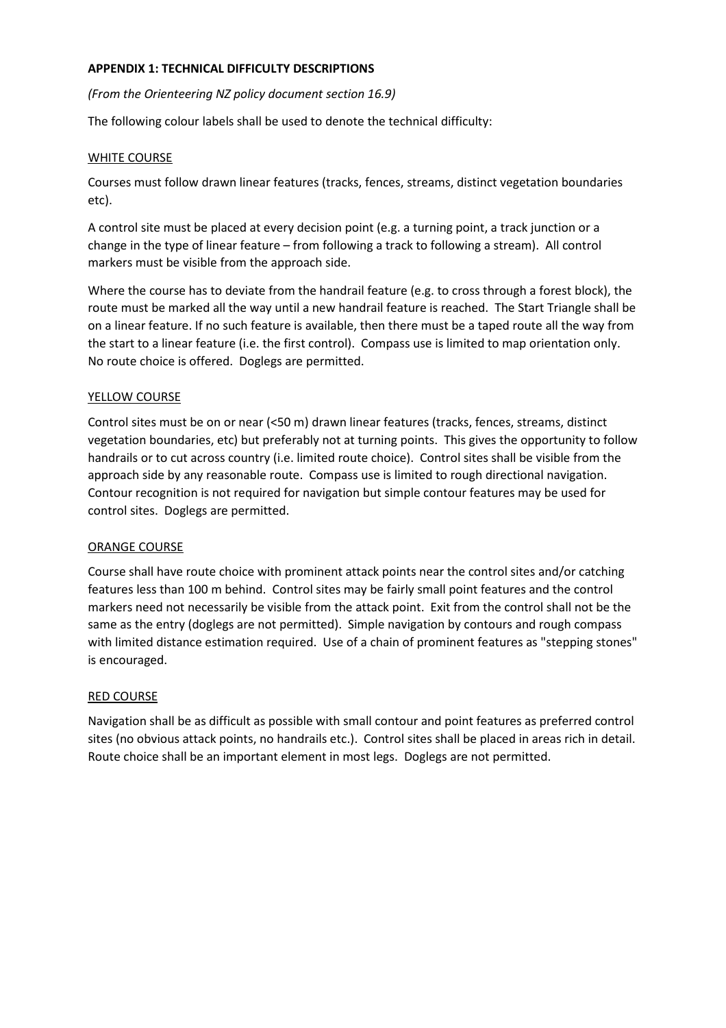**APPENDIX 1: TECHNICAL DIFFICULTY DESCRIPTIONS**

*(From the Orienteering NZ policy document section 16.9)*

The following colour labels shall be used to denote the technical difficulty:

<u>WHITE COURSE</u>

Courses must follow drawn linear features (tracks, fences, streams, distinct vegetation boundaries etc).

A control site must be placed at every decision point (e.g. a turning point, a track junction or a change in the type of linear feature – from following a track to following a stream). All control markers must be visible from the approach side.

Where the course has to deviate from the handrail feature (e.g. to cross through a forest block), the route must be marked all the way until a new handrail feature is reached. The Start Triangle shall be on a linear feature. If no such feature is available, then there must be a taped route all the way from the start to a linear feature (i.e. the first control). Compass use is limited to map orientation only. No route choice is offered. Doglegs are permitted.

<u>YELLOW COURSE</u>

Control sites must be on or near (<50 m) drawn linear features (tracks, fences, streams, distinct vegetation boundaries, etc) but preferably not at turning points. This gives the opportunity to follow handrails or to cut across country (i.e. limited route choice). Control sites shall be visible from the approach side by any reasonable route. Compass use is limited to rough directional navigation. Contour recognition is not required for navigation but simple contour features may be used for control sites. Doglegs are permitted.

<u>ORANGE COURSE</u>

Course shall have route choice with prominent attack points near the control sites and/or catching features less than 100 m behind. Control sites may be fairly small point features and the control markers need not necessarily be visible from the attack point. Exit from the control shall not be the same as the entry (doglegs are not permitted). Simple navigation by contours and rough compass with limited distance estimation required. Use of a chain of prominent features as "stepping stones" is encouraged.

<u>RED COURSE</u>

Navigation shall be as difficult as possible with small contour and point features as preferred control sites (no obvious attack points, no handrails etc.). Control sites shall be placed in areas rich in detail. Route choice shall be an important element in most legs. Doglegs are not permitted.